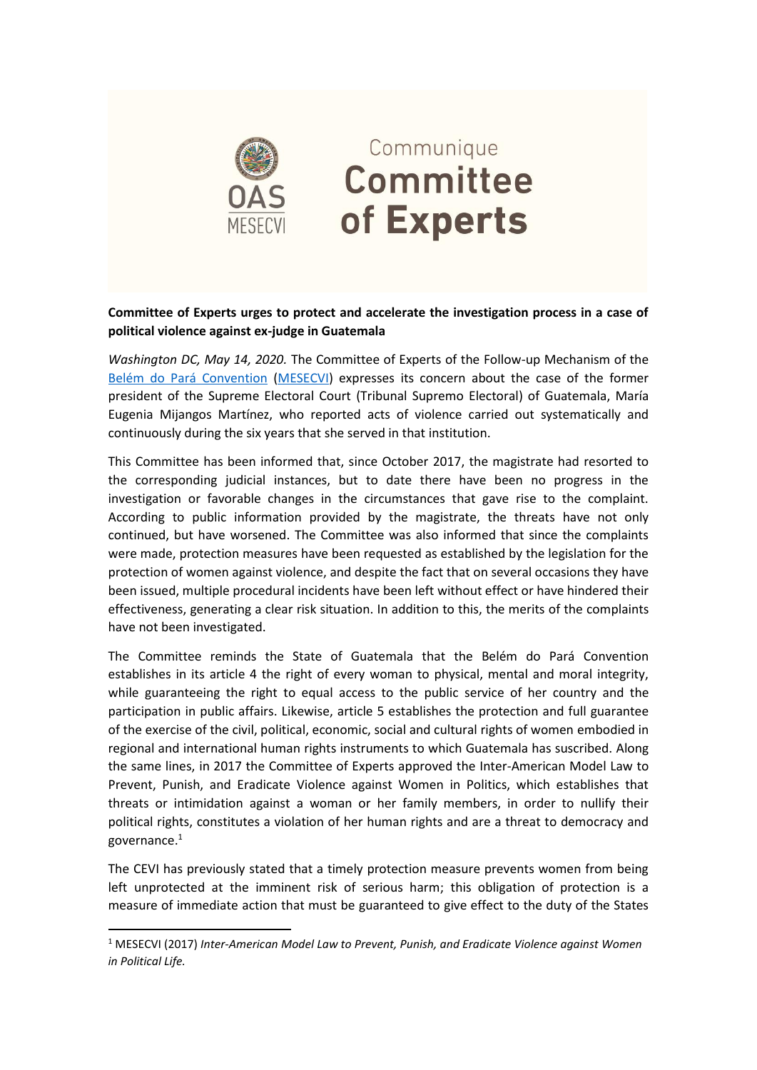Communique

# Committee of Experts

**Committee of Experts urges to protect and accelerate the investigation process in a case of political violence against ex-judge in Guatemala**

*Washington DC, May 14, 2020.* The Committee of Experts of the Follow-up Mechanism of the Belém do Pará Convention (MESECVI) expresses its concern about the case of the former president of the Supreme Electoral Court (Tribunal Supremo Electoral) of Guatemala, María Eugenia Mijangos Martínez, who reported acts of violence carried out systematically and continuously during the six years that she served in that institution.

This Committee has been informed that, since October 2017, the magistrate had resorted to the corresponding judicial instances, but to date there have been no progress in the investigation or favorable changes in the circumstances that gave rise to the complaint. According to public information provided by the magistrate, the threats have not only continued, but have worsened. The Committee was also informed that since the complaints were made, protection measures have been requested as established by the legislation for the protection of women against violence, and despite the fact that on several occasions they have been issued, multiple procedural incidents have been left without effect or have hindered their effectiveness, generating a clear risk situation. In addition to this, the merits of the complaints have not been investigated.

The Committee reminds the State of Guatemala that the Belém do Pará Convention establishes in its article 4 the right of every woman to physical, mental and moral integrity, while guaranteeing the right to equal access to the public service of her country and the participation in public affairs. Likewise, article 5 establishes the protection and full guarantee of the exercise of the civil, political, economic, social and cultural rights of women embodied in regional and international human rights instruments to which Guatemala has suscribed. Along the same lines, in 2017 the Committee of Experts approved the Inter-American Model Law to Prevent, Punish, and Eradicate Violence against Women in Politics, which establishes that threats or intimidation against a woman or her family members, in order to nullify their political rights, constitutes a violation of her human rights and are a threat to democracy and governance.[1]

The CEVI has previously stated that a timely protection measure prevents women from being left unprotected at the imminent risk of serious harm; this obligation of protection is a measure of immediate action that must be guaranteed to give effect to the duty of the States

[1] MESECVI (2017) *Inter-American Model Law to Prevent, Punish, and Eradicate Violence against Women in Political Life.*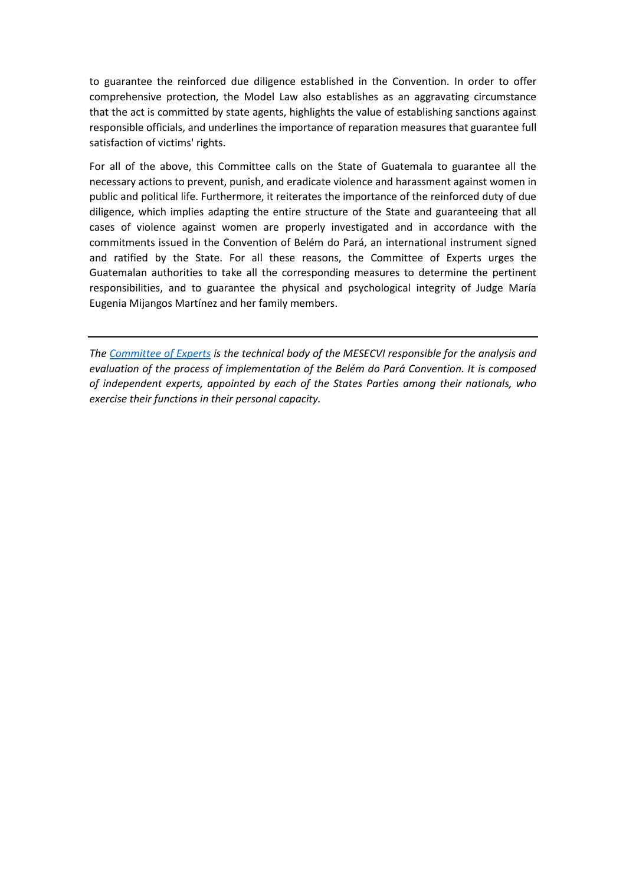to guarantee the reinforced due diligence established in the Convention. In order to offer comprehensive protection, the Model Law also establishes as an aggravating circumstance that the act is committed by state agents, highlights the value of establishing sanctions against responsible officials, and underlines the importance of reparation measures that guarantee full satisfaction of victims' rights.

For all of the above, this Committee calls on the State of Guatemala to guarantee all the necessary actions to prevent, punish, and eradicate violence and harassment against women in public and political life. Furthermore, it reiterates the importance of the reinforced duty of due diligence, which implies adapting the entire structure of the State and guaranteeing that all cases of violence against women are properly investigated and in accordance with the commitments issued in the Convention of Belém do Pará, an international instrument signed and ratified by the State. For all these reasons, the Committee of Experts urges the Guatemalan authorities to take all the corresponding measures to determine the pertinent responsibilities, and to guarantee the physical and psychological integrity of Judge María Eugenia Mijangos Martínez and her family members.

---

*The Committee of Experts is the technical body of the MESECVI responsible for the analysis and evaluation of the process of implementation of the Belém do Pará Convention. It is composed of independent experts, appointed by each of the States Parties among their nationals, who exercise their functions in their personal capacity.*